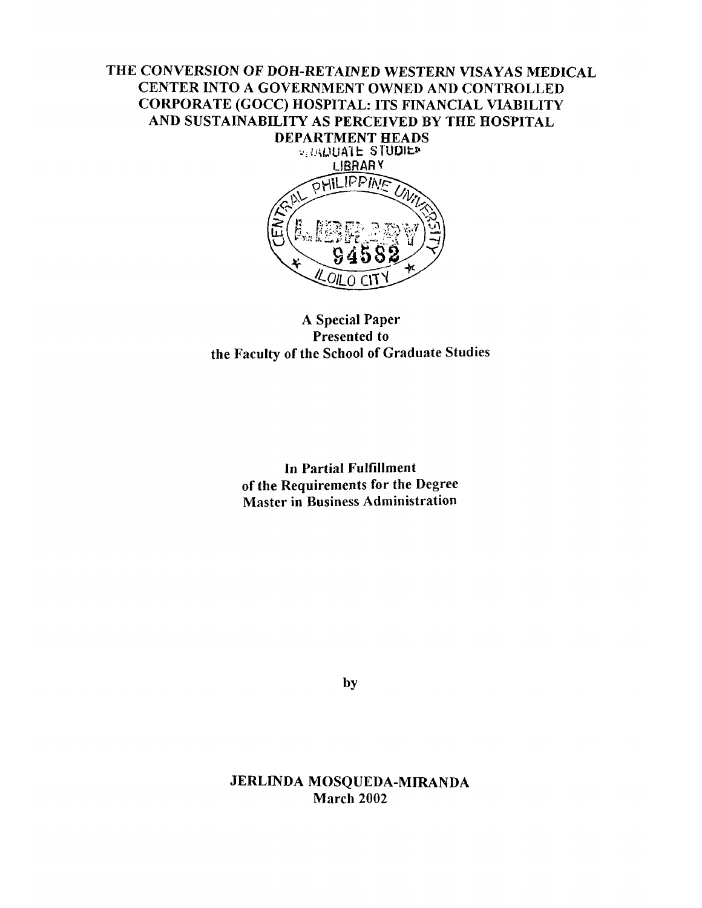# THE CONVERSION OF DOH-RETAINED WESTERN VISAYAS MEDICAL CENTER INTO A GOVERNMENT OWNED AND CONTROLLED CORPORATE (GOCC) HOSPITAL: ITS FINANCIAL VIABILITY AND SUSTAINABILITY AS PERCEIVED BY THE HOSPITAL DEPARTMENT HEADS

A Special Paper
Presented to
the Faculty of the School of Graduate Studies

In Partial Fulfillment
of the Requirements for the Degree
Master in Business Administration

by

JERLINDA MOSQUEDA-MIRANDA
March 2002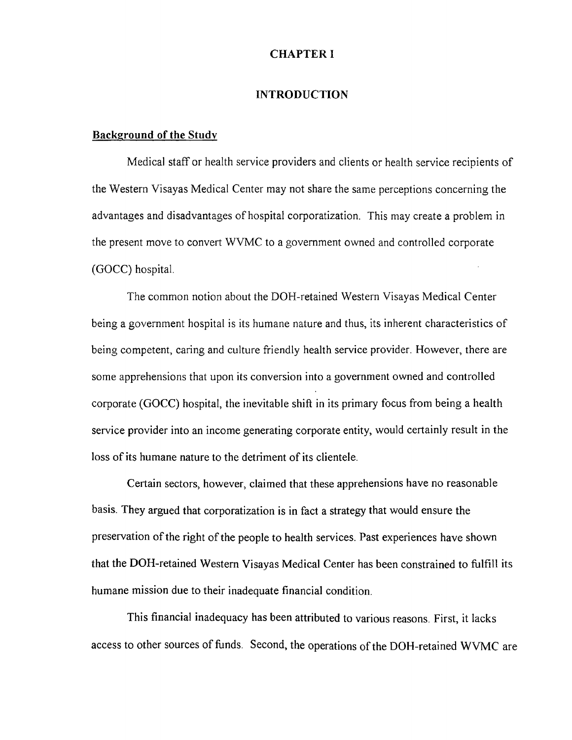# CHAPTER I

## INTRODUCTION

### Background of the Study

Medical staff or health service providers and clients or health service recipients of the Western Visayas Medical Center may not share the same perceptions concerning the advantages and disadvantages of hospital corporatization. This may create a problem in the present move to convert WVMC to a government owned and controlled corporate (GOCC) hospital.

The common notion about the DOH-retained Western Visayas Medical Center being a government hospital is its humane nature and thus, its inherent characteristics of being competent, caring and culture friendly health service provider. However, there are some apprehensions that upon its conversion into a government owned and controlled corporate (GOCC) hospital, the inevitable shift in its primary focus from being a health service provider into an income generating corporate entity, would certainly result in the loss of its humane nature to the detriment of its clientele.

Certain sectors, however, claimed that these apprehensions have no reasonable basis. They argued that corporatization is in fact a strategy that would ensure the preservation of the right of the people to health services. Past experiences have shown that the DOH-retained Western Visayas Medical Center has been constrained to fulfill its humane mission due to their inadequate financial condition.

This financial inadequacy has been attributed to various reasons. First, it lacks access to other sources of funds. Second, the operations of the DOH-retained WVMC are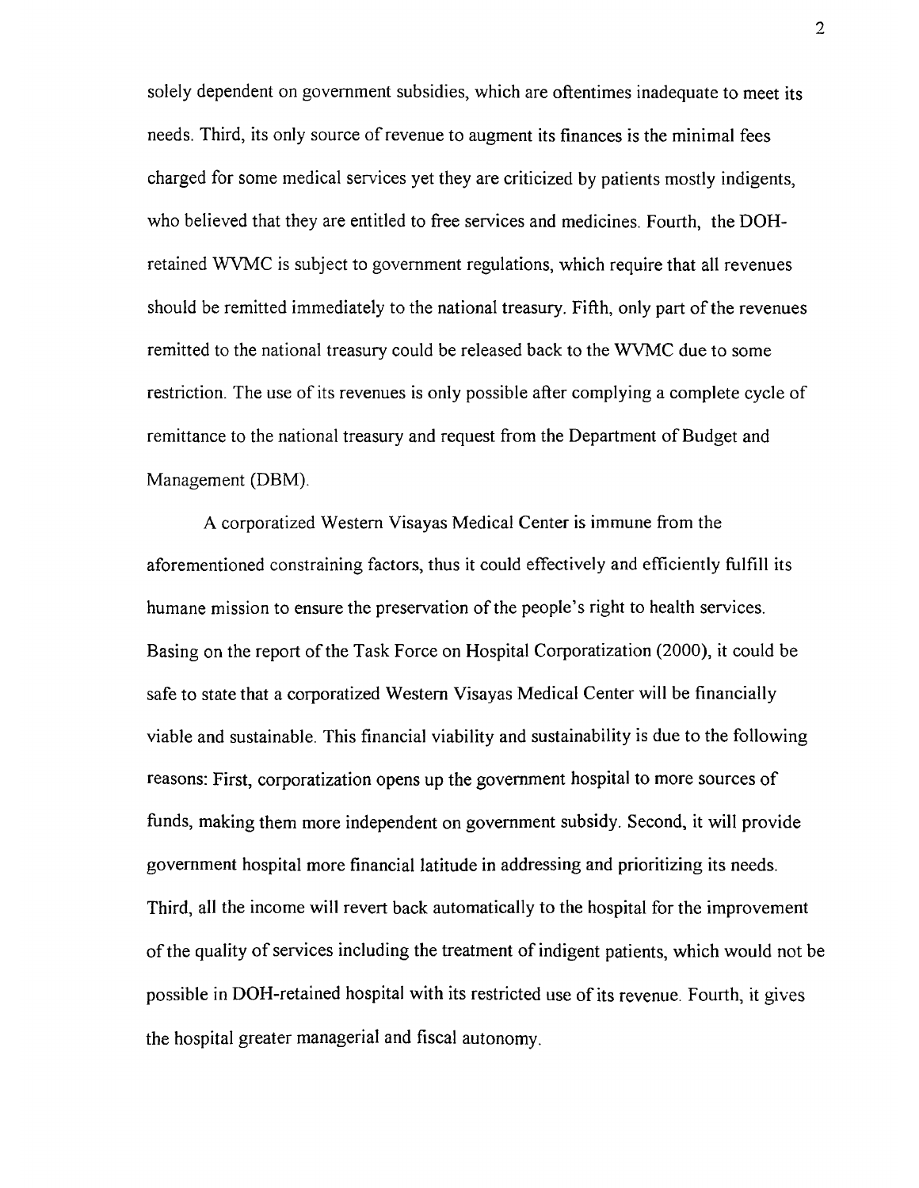solely dependent on government subsidies, which are oftentimes inadequate to meet its needs. Third, its only source of revenue to augment its finances is the minimal fees charged for some medical services yet they are criticized by patients mostly indigents, who believed that they are entitled to free services and medicines. Fourth, the DOH-retained WVMC is subject to government regulations, which require that all revenues should be remitted immediately to the national treasury. Fifth, only part of the revenues remitted to the national treasury could be released back to the WVMC due to some restriction. The use of its revenues is only possible after complying a complete cycle of remittance to the national treasury and request from the Department of Budget and Management (DBM).

A corporatized Western Visayas Medical Center is immune from the aforementioned constraining factors, thus it could effectively and efficiently fulfill its humane mission to ensure the preservation of the people's right to health services. Basing on the report of the Task Force on Hospital Corporatization (2000), it could be safe to state that a corporatized Western Visayas Medical Center will be financially viable and sustainable. This financial viability and sustainability is due to the following reasons: First, corporatization opens up the government hospital to more sources of funds, making them more independent on government subsidy. Second, it will provide government hospital more financial latitude in addressing and prioritizing its needs. Third, all the income will revert back automatically to the hospital for the improvement of the quality of services including the treatment of indigent patients, which would not be possible in DOH-retained hospital with its restricted use of its revenue. Fourth, it gives the hospital greater managerial and fiscal autonomy.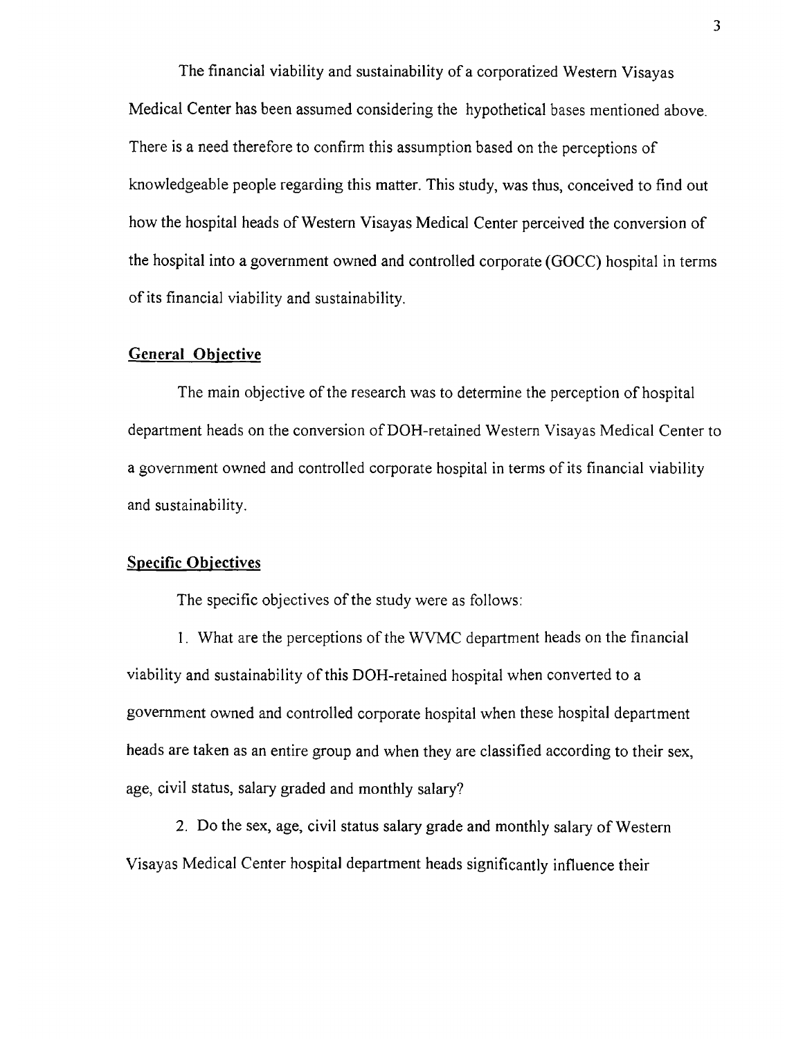The financial viability and sustainability of a corporatized Western Visayas Medical Center has been assumed considering the hypothetical bases mentioned above. There is a need therefore to confirm this assumption based on the perceptions of knowledgeable people regarding this matter. This study, was thus, conceived to find out how the hospital heads of Western Visayas Medical Center perceived the conversion of the hospital into a government owned and controlled corporate (GOCC) hospital in terms of its financial viability and sustainability.

## General Objective

The main objective of the research was to determine the perception of hospital department heads on the conversion of DOH-retained Western Visayas Medical Center to a government owned and controlled corporate hospital in terms of its financial viability and sustainability.

## Specific Objectives

The specific objectives of the study were as follows:

1. What are the perceptions of the WVMC department heads on the financial viability and sustainability of this DOH-retained hospital when converted to a government owned and controlled corporate hospital when these hospital department heads are taken as an entire group and when they are classified according to their sex, age, civil status, salary graded and monthly salary?

2. Do the sex, age, civil status salary grade and monthly salary of Western Visayas Medical Center hospital department heads significantly influence their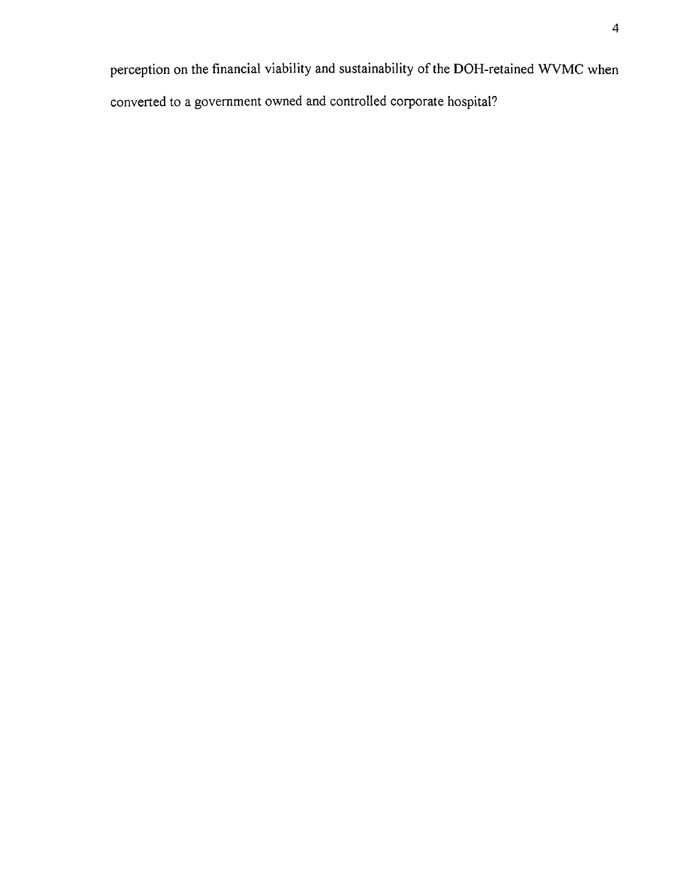perception on the financial viability and sustainability of the DOH-retained WVMC when converted to a government owned and controlled corporate hospital?